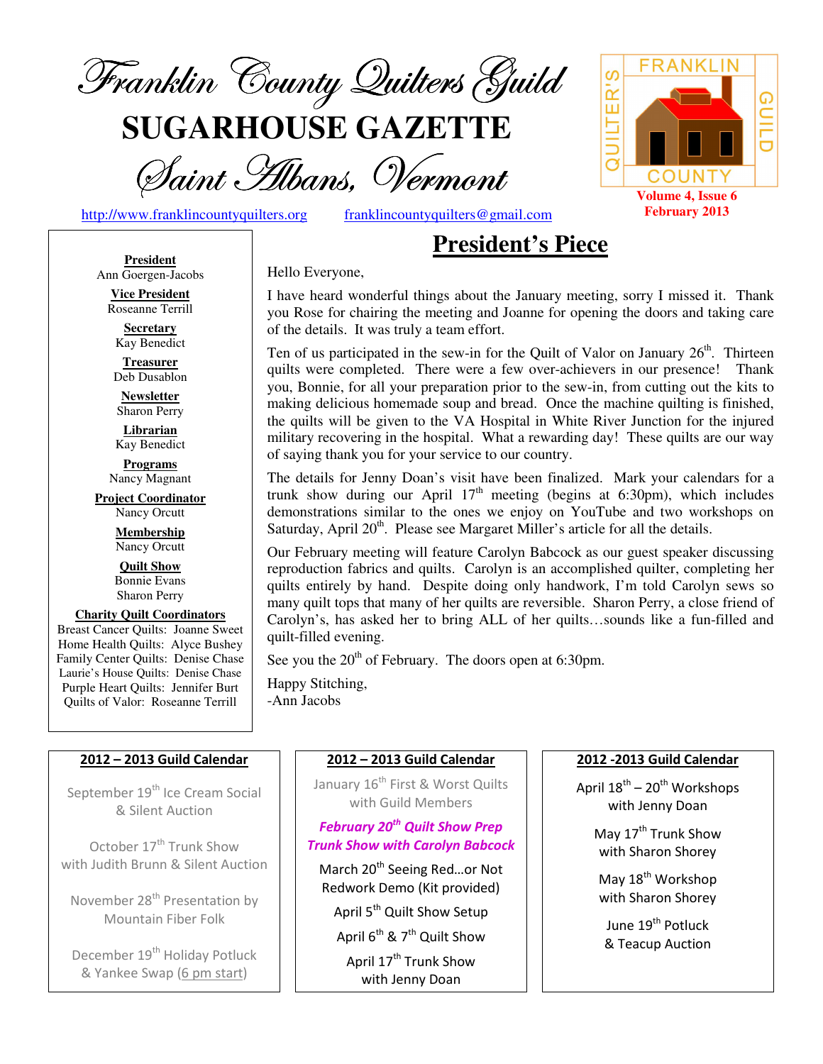# Franklin County Quilters Guild

# SUGARHOUSE GAZETTE

## Saint Albans, Vermont

http://www.franklincountyquilters.org franklincountyquilters@gmail.com

Volume 4, Issue 6
February 2013

**President**
Ann Goergen-Jacobs

**Vice President**
Roseanne Terrill

**Secretary**
Kay Benedict

**Treasurer**
Deb Dusablon

**Newsletter**
Sharon Perry

**Librarian**
Kay Benedict

**Programs**
Nancy Magnant

**Project Coordinator**
Nancy Orcutt

**Membership**
Nancy Orcutt

**Quilt Show**
Bonnie Evans
Sharon Perry

**Charity Quilt Coordinators**
Breast Cancer Quilts: Joanne Sweet
Home Health Quilts: Alyce Bushey
Family Center Quilts: Denise Chase
Laurie's House Quilts: Denise Chase
Purple Heart Quilts: Jennifer Burt
Quilts of Valor: Roseanne Terrill

## President's Piece

Hello Everyone,

I have heard wonderful things about the January meeting, sorry I missed it. Thank you Rose for chairing the meeting and Joanne for opening the doors and taking care of the details. It was truly a team effort.

Ten of us participated in the sew-in for the Quilt of Valor on January 26th. Thirteen quilts were completed. There were a few over-achievers in our presence! Thank you, Bonnie, for all your preparation prior to the sew-in, from cutting out the kits to making delicious homemade soup and bread. Once the machine quilting is finished, the quilts will be given to the VA Hospital in White River Junction for the injured military recovering in the hospital. What a rewarding day! These quilts are our way of saying thank you for your service to our country.

The details for Jenny Doan's visit have been finalized. Mark your calendars for a trunk show during our April 17th meeting (begins at 6:30pm), which includes demonstrations similar to the ones we enjoy on YouTube and two workshops on Saturday, April 20th. Please see Margaret Miller's article for all the details.

Our February meeting will feature Carolyn Babcock as our guest speaker discussing reproduction fabrics and quilts. Carolyn is an accomplished quilter, completing her quilts entirely by hand. Despite doing only handwork, I'm told Carolyn sews so many quilt tops that many of her quilts are reversible. Sharon Perry, a close friend of Carolyn's, has asked her to bring ALL of her quilts…sounds like a fun-filled and quilt-filled evening.

See you the 20th of February. The doors open at 6:30pm.

Happy Stitching,
-Ann Jacobs

### 2012 – 2013 Guild Calendar

September 19th Ice Cream Social & Silent Auction

October 17th Trunk Show with Judith Brunn & Silent Auction

November 28th Presentation by Mountain Fiber Folk

December 19th Holiday Potluck & Yankee Swap (6 pm start)

January 16th First & Worst Quilts with Guild Members

***February 20th Quilt Show Prep Trunk Show with Carolyn Babcock***

March 20th Seeing Red…or Not Redwork Demo (Kit provided)

April 5th Quilt Show Setup

April 6th & 7th Quilt Show

April 17th Trunk Show with Jenny Doan

April 18th – 20th Workshops with Jenny Doan

May 17th Trunk Show with Sharon Shorey

May 18th Workshop with Sharon Shorey

June 19th Potluck & Teacup Auction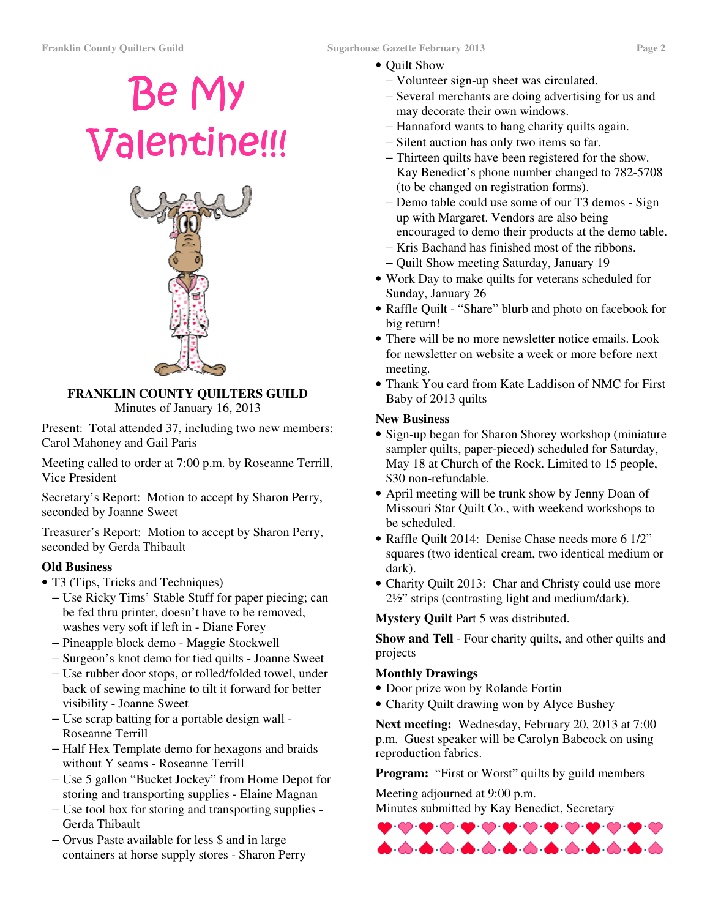# Be My Valentine!!!

**FRANKLIN COUNTY QUILTERS GUILD**
Minutes of January 16, 2013

Present: Total attended 37, including two new members: Carol Mahoney and Gail Paris

Meeting called to order at 7:00 p.m. by Roseanne Terrill, Vice President

Secretary's Report: Motion to accept by Sharon Perry, seconded by Joanne Sweet

Treasurer's Report: Motion to accept by Sharon Perry, seconded by Gerda Thibault

**Old Business**

- T3 (Tips, Tricks and Techniques)
  - Use Ricky Tims' Stable Stuff for paper piecing; can be fed thru printer, doesn't have to be removed, washes very soft if left in - Diane Forey
  - Pineapple block demo - Maggie Stockwell
  - Surgeon's knot demo for tied quilts - Joanne Sweet
  - Use rubber door stops, or rolled/folded towel, under back of sewing machine to tilt it forward for better visibility - Joanne Sweet
  - Use scrap batting for a portable design wall - Roseanne Terrill
  - Half Hex Template demo for hexagons and braids without Y seams - Roseanne Terrill
  - Use 5 gallon "Bucket Jockey" from Home Depot for storing and transporting supplies - Elaine Magnan
  - Use tool box for storing and transporting supplies - Gerda Thibault
  - Orvus Paste available for less $ and in large containers at horse supply stores - Sharon Perry
- Quilt Show
  - Volunteer sign-up sheet was circulated.
  - Several merchants are doing advertising for us and may decorate their own windows.
  - Hannaford wants to hang charity quilts again.
  - Silent auction has only two items so far.
  - Thirteen quilts have been registered for the show. Kay Benedict's phone number changed to 782-5708 (to be changed on registration forms).
  - Demo table could use some of our T3 demos - Sign up with Margaret. Vendors are also being encouraged to demo their products at the demo table.
  - Kris Bachand has finished most of the ribbons.
  - Quilt Show meeting Saturday, January 19
- Work Day to make quilts for veterans scheduled for Sunday, January 26
- Raffle Quilt - "Share" blurb and photo on facebook for big return!
- There will be no more newsletter notice emails. Look for newsletter on website a week or more before next meeting.
- Thank You card from Kate Laddison of NMC for First Baby of 2013 quilts

**New Business**

- Sign-up began for Sharon Shorey workshop (miniature sampler quilts, paper-pieced) scheduled for Saturday, May 18 at Church of the Rock. Limited to 15 people, $30 non-refundable.
- April meeting will be trunk show by Jenny Doan of Missouri Star Quilt Co., with weekend workshops to be scheduled.
- Raffle Quilt 2014: Denise Chase needs more 6 1/2" squares (two identical cream, two identical medium or dark).
- Charity Quilt 2013: Char and Christy could use more 2½" strips (contrasting light and medium/dark).

**Mystery Quilt** Part 5 was distributed.

**Show and Tell** - Four charity quilts, and other quilts and projects

**Monthly Drawings**

- Door prize won by Rolande Fortin
- Charity Quilt drawing won by Alyce Bushey

**Next meeting:** Wednesday, February 20, 2013 at 7:00 p.m. Guest speaker will be Carolyn Babcock on using reproduction fabrics.

**Program:** "First or Worst" quilts by guild members

Meeting adjourned at 9:00 p.m.
Minutes submitted by Kay Benedict, Secretary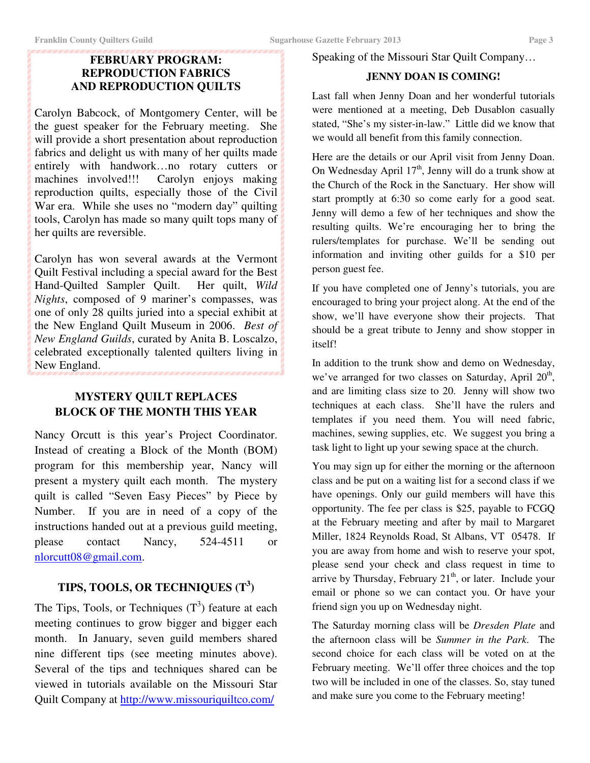## FEBRUARY PROGRAM: REPRODUCTION FABRICS AND REPRODUCTION QUILTS

Carolyn Babcock, of Montgomery Center, will be the guest speaker for the February meeting. She will provide a short presentation about reproduction fabrics and delight us with many of her quilts made entirely with handwork…no rotary cutters or machines involved!!! Carolyn enjoys making reproduction quilts, especially those of the Civil War era. While she uses no "modern day" quilting tools, Carolyn has made so many quilt tops many of her quilts are reversible.

Carolyn has won several awards at the Vermont Quilt Festival including a special award for the Best Hand-Quilted Sampler Quilt. Her quilt, *Wild Nights*, composed of 9 mariner's compasses, was one of only 28 quilts juried into a special exhibit at the New England Quilt Museum in 2006. *Best of New England Guilds*, curated by Anita B. Loscalzo, celebrated exceptionally talented quilters living in New England.

## MYSTERY QUILT REPLACES BLOCK OF THE MONTH THIS YEAR

Nancy Orcutt is this year's Project Coordinator. Instead of creating a Block of the Month (BOM) program for this membership year, Nancy will present a mystery quilt each month. The mystery quilt is called "Seven Easy Pieces" by Piece by Number. If you are in need of a copy of the instructions handed out at a previous guild meeting, please contact Nancy, 524-4511 or nlorcutt08@gmail.com.

## TIPS, TOOLS, OR TECHNIQUES ($T^3$)

The Tips, Tools, or Techniques ($T^3$) feature at each meeting continues to grow bigger and bigger each month. In January, seven guild members shared nine different tips (see meeting minutes above). Several of the tips and techniques shared can be viewed in tutorials available on the Missouri Star Quilt Company at http://www.missouriquiltco.com/

Speaking of the Missouri Star Quilt Company…

## JENNY DOAN IS COMING!

Last fall when Jenny Doan and her wonderful tutorials were mentioned at a meeting, Deb Dusablon casually stated, "She's my sister-in-law." Little did we know that we would all benefit from this family connection.

Here are the details or our April visit from Jenny Doan. On Wednesday April 17th, Jenny will do a trunk show at the Church of the Rock in the Sanctuary. Her show will start promptly at 6:30 so come early for a good seat. Jenny will demo a few of her techniques and show the resulting quilts. We're encouraging her to bring the rulers/templates for purchase. We'll be sending out information and inviting other guilds for a $10 per person guest fee.

If you have completed one of Jenny's tutorials, you are encouraged to bring your project along. At the end of the show, we'll have everyone show their projects. That should be a great tribute to Jenny and show stopper in itself!

In addition to the trunk show and demo on Wednesday, we've arranged for two classes on Saturday, April 20th, and are limiting class size to 20. Jenny will show two techniques at each class. She'll have the rulers and templates if you need them. You will need fabric, machines, sewing supplies, etc. We suggest you bring a task light to light up your sewing space at the church.

You may sign up for either the morning or the afternoon class and be put on a waiting list for a second class if we have openings. Only our guild members will have this opportunity. The fee per class is $25, payable to FCGQ at the February meeting and after by mail to Margaret Miller, 1824 Reynolds Road, St Albans, VT 05478. If you are away from home and wish to reserve your spot, please send your check and class request in time to arrive by Thursday, February 21th, or later. Include your email or phone so we can contact you. Or have your friend sign you up on Wednesday night.

The Saturday morning class will be *Dresden Plate* and the afternoon class will be *Summer in the Park*. The second choice for each class will be voted on at the February meeting. We'll offer three choices and the top two will be included in one of the classes. So, stay tuned and make sure you come to the February meeting!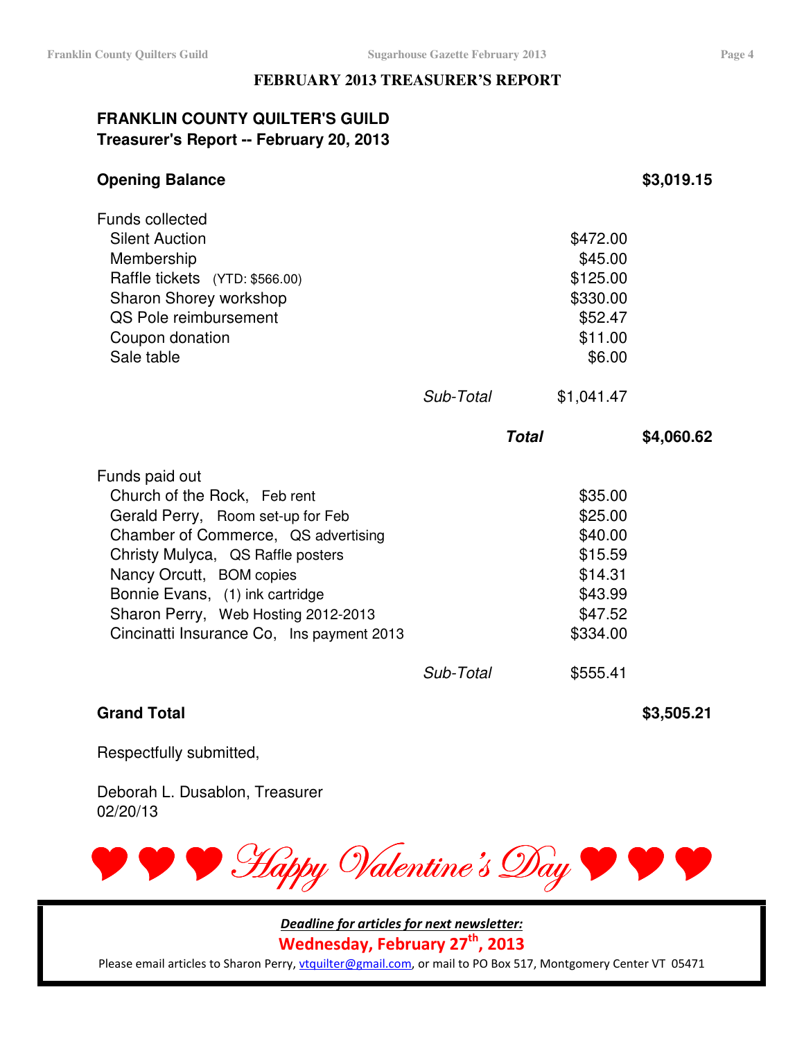## FEBRUARY 2013 TREASURER'S REPORT

### FRANKLIN COUNTY QUILTER'S GUILD
### Treasurer's Report -- February 20, 2013

| | | | |
|---|---|---|---|
| **Opening Balance** | | | **$3,019.15** |
| Funds collected | | | |
| Silent Auction | | $472.00 | |
| Membership | | $45.00 | |
| Raffle tickets (YTD: $566.00) | | $125.00 | |
| Sharon Shorey workshop | | $330.00 | |
| QS Pole reimbursement | | $52.47 | |
| Coupon donation | | $11.00 | |
| Sale table | | $6.00 | |
| | *Sub-Total* | $1,041.47 | |
| | ***Total*** | | **$4,060.62** |
| Funds paid out | | | |
| Church of the Rock, Feb rent | | $35.00 | |
| Gerald Perry, Room set-up for Feb | | $25.00 | |
| Chamber of Commerce, QS advertising | | $40.00 | |
| Christy Mulyca, QS Raffle posters | | $15.59 | |
| Nancy Orcutt, BOM copies | | $14.31 | |
| Bonnie Evans, (1) ink cartridge | | $43.99 | |
| Sharon Perry, Web Hosting 2012-2013 | | $47.52 | |
| Cincinatti Insurance Co, Ins payment 2013 | | $334.00 | |
| | *Sub-Total* | $555.41 | |
| **Grand Total** | | | **$3,505.21** |

Respectfully submitted,

Deborah L. Dusablon, Treasurer
02/20/13

Happy Valentine's Day

***Deadline for articles for next newsletter:***

**Wednesday, February 27th, 2013**

Please email articles to Sharon Perry, vtquilter@gmail.com, or mail to PO Box 517, Montgomery Center VT 05471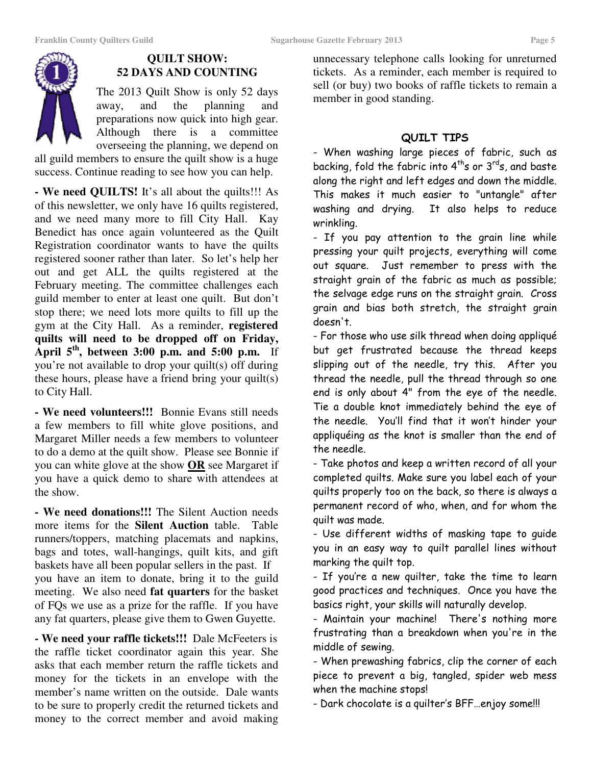## QUILT SHOW: 52 DAYS AND COUNTING

The 2013 Quilt Show is only 52 days away, and the planning and preparations now quick into high gear. Although there is a committee overseeing the planning, we depend on all guild members to ensure the quilt show is a huge success. Continue reading to see how you can help.

**- We need QUILTS!** It's all about the quilts!!! As of this newsletter, we only have 16 quilts registered, and we need many more to fill City Hall. Kay Benedict has once again volunteered as the Quilt Registration coordinator wants to have the quilts registered sooner rather than later. So let's help her out and get ALL the quilts registered at the February meeting. The committee challenges each guild member to enter at least one quilt. But don't stop there; we need lots more quilts to fill up the gym at the City Hall. As a reminder, **registered quilts will need to be dropped off on Friday, April 5th, between 3:00 p.m. and 5:00 p.m.** If you're not available to drop your quilt(s) off during these hours, please have a friend bring your quilt(s) to City Hall.

**- We need volunteers!!!** Bonnie Evans still needs a few members to fill white glove positions, and Margaret Miller needs a few members to volunteer to do a demo at the quilt show. Please see Bonnie if you can white glove at the show **OR** see Margaret if you have a quick demo to share with attendees at the show.

**- We need donations!!!** The Silent Auction needs more items for the **Silent Auction** table. Table runners/toppers, matching placemats and napkins, bags and totes, wall-hangings, quilt kits, and gift baskets have all been popular sellers in the past. If you have an item to donate, bring it to the guild meeting. We also need **fat quarters** for the basket of FQs we use as a prize for the raffle. If you have any fat quarters, please give them to Gwen Guyette.

**- We need your raffle tickets!!!** Dale McFeeters is the raffle ticket coordinator again this year. She asks that each member return the raffle tickets and money for the tickets in an envelope with the member's name written on the outside. Dale wants to be sure to properly credit the returned tickets and money to the correct member and avoid making unnecessary telephone calls looking for unreturned tickets. As a reminder, each member is required to sell (or buy) two books of raffle tickets to remain a member in good standing.

## QUILT TIPS

- When washing large pieces of fabric, such as backing, fold the fabric into 4ths or 3rds, and baste along the right and left edges and down the middle. This makes it much easier to "untangle" after washing and drying. It also helps to reduce wrinkling.
- If you pay attention to the grain line while pressing your quilt projects, everything will come out square. Just remember to press with the straight grain of the fabric as much as possible; the selvage edge runs on the straight grain. Cross grain and bias both stretch, the straight grain doesn't.
- For those who use silk thread when doing appliqué but get frustrated because the thread keeps slipping out of the needle, try this. After you thread the needle, pull the thread through so one end is only about 4" from the eye of the needle. Tie a double knot immediately behind the eye of the needle. You'll find that it won't hinder your appliquéing as the knot is smaller than the end of the needle.
- Take photos and keep a written record of all your completed quilts. Make sure you label each of your quilts properly too on the back, so there is always a permanent record of who, when, and for whom the quilt was made.
- Use different widths of masking tape to guide you in an easy way to quilt parallel lines without marking the quilt top.
- If you're a new quilter, take the time to learn good practices and techniques. Once you have the basics right, your skills will naturally develop.
- Maintain your machine! There's nothing more frustrating than a breakdown when you're in the middle of sewing.
- When prewashing fabrics, clip the corner of each piece to prevent a big, tangled, spider web mess when the machine stops!
- Dark chocolate is a quilter's BFF…enjoy some!!!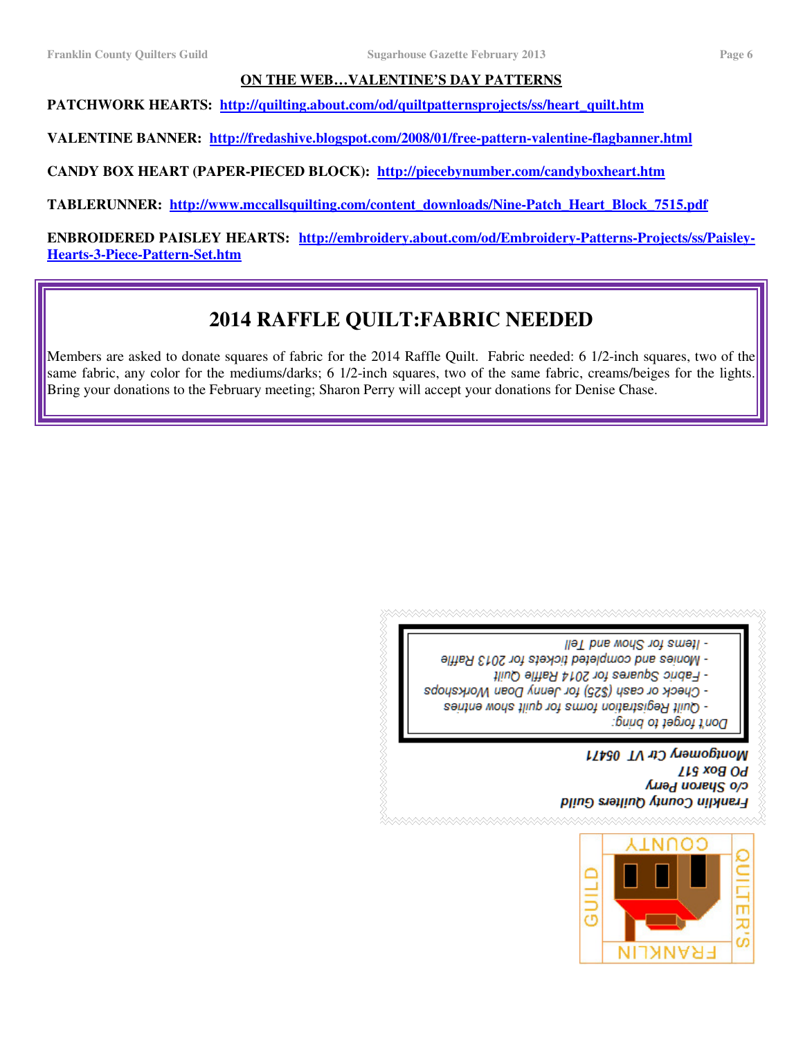## ON THE WEB…VALENTINE'S DAY PATTERNS

**PATCHWORK HEARTS:** http://quilting.about.com/od/quiltpatternsprojects/ss/heart_quilt.htm

**VALENTINE BANNER:** http://fredashive.blogspot.com/2008/01/free-pattern-valentine-flagbanner.html

**CANDY BOX HEART (PAPER-PIECED BLOCK):** http://piecebynumber.com/candyboxheart.htm

**TABLERUNNER:** http://www.mccallsquilting.com/content_downloads/Nine-Patch_Heart_Block_7515.pdf

**ENBROIDERED PAISLEY HEARTS:** http://embroidery.about.com/od/Embroidery-Patterns-Projects/ss/Paisley-Hearts-3-Piece-Pattern-Set.htm

## 2014 RAFFLE QUILT:FABRIC NEEDED

Members are asked to donate squares of fabric for the 2014 Raffle Quilt. Fabric needed: 6 1/2-inch squares, two of the same fabric, any color for the mediums/darks; 6 1/2-inch squares, two of the same fabric, creams/beiges for the lights. Bring your donations to the February meeting; Sharon Perry will accept your donations for Denise Chase.

*Franklin County Quilters Guild*
*c/o Sharon Perry*
*PO Box 517*
*Montgomery Ctr VT 05471*

*Don't forget to bring:*
*- Quilt Registration forms for quilt show entries*
*- Check or cash ($25) for Jenny Doan Workshops*
*- Fabric Squares for 2014 Raffle Quilt*
*- Monies and completed tickets for 2013 Raffle*
*- Items for Show and Tell*

FRANKLIN COUNTY QUILTER'S GUILD